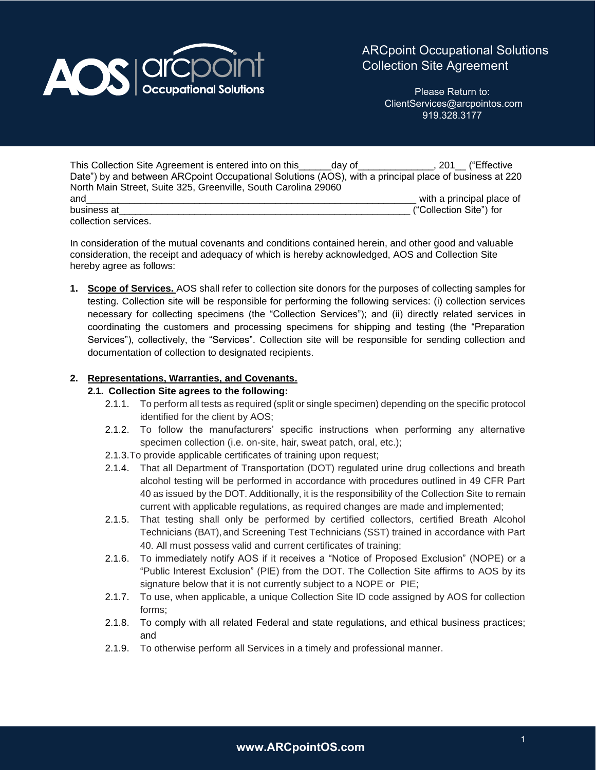# ARCpoint Occupational Solutions Collection Site Agreement

Please Return to:
ClientServices@arcpointos.com
919.328.3177

This Collection Site Agreement is entered into on this______day of______________, 201__ ("Effective Date") by and between ARCpoint Occupational Solutions (AOS), with a principal place of business at 220 North Main Street, Suite 325, Greenville, South Carolina 29060 and_________________________________________________________________ with a principal place of business at_________________________________________________________ ("Collection Site") for collection services.

In consideration of the mutual covenants and conditions contained herein, and other good and valuable consideration, the receipt and adequacy of which is hereby acknowledged, AOS and Collection Site hereby agree as follows:

1. **Scope of Services.** AOS shall refer to collection site donors for the purposes of collecting samples for testing. Collection site will be responsible for performing the following services: (i) collection services necessary for collecting specimens (the "Collection Services"); and (ii) directly related services in coordinating the customers and processing specimens for shipping and testing (the "Preparation Services"), collectively, the "Services". Collection site will be responsible for sending collection and documentation of collection to designated recipients.

2. **Representations, Warranties, and Covenants.**

**2.1. Collection Site agrees to the following:**

- 2.1.1. To perform all tests as required (split or single specimen) depending on the specific protocol identified for the client by AOS;
- 2.1.2. To follow the manufacturers' specific instructions when performing any alternative specimen collection (i.e. on-site, hair, sweat patch, oral, etc.);
- 2.1.3. To provide applicable certificates of training upon request;
- 2.1.4. That all Department of Transportation (DOT) regulated urine drug collections and breath alcohol testing will be performed in accordance with procedures outlined in 49 CFR Part 40 as issued by the DOT. Additionally, it is the responsibility of the Collection Site to remain current with applicable regulations, as required changes are made and implemented;
- 2.1.5. That testing shall only be performed by certified collectors, certified Breath Alcohol Technicians (BAT), and Screening Test Technicians (SST) trained in accordance with Part 40. All must possess valid and current certificates of training;
- 2.1.6. To immediately notify AOS if it receives a "Notice of Proposed Exclusion" (NOPE) or a "Public Interest Exclusion" (PIE) from the DOT. The Collection Site affirms to AOS by its signature below that it is not currently subject to a NOPE or PIE;
- 2.1.7. To use, when applicable, a unique Collection Site ID code assigned by AOS for collection forms;
- 2.1.8. To comply with all related Federal and state regulations, and ethical business practices; and
- 2.1.9. To otherwise perform all Services in a timely and professional manner.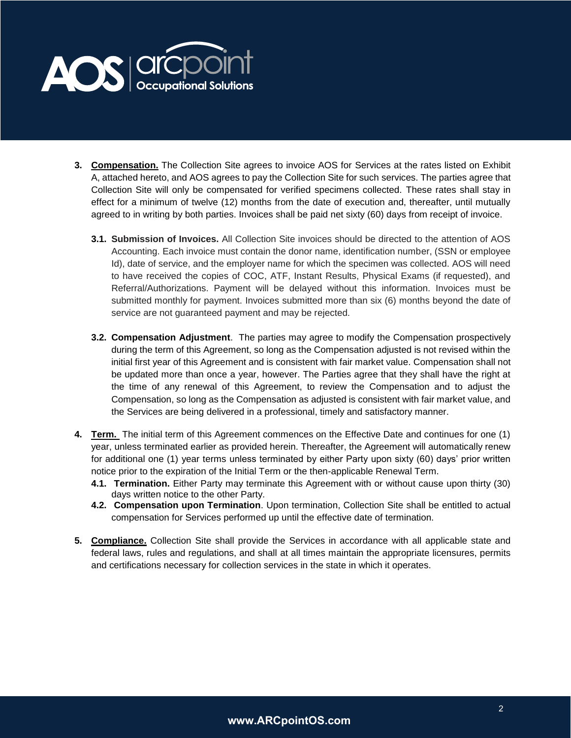3. **Compensation.** The Collection Site agrees to invoice AOS for Services at the rates listed on Exhibit A, attached hereto, and AOS agrees to pay the Collection Site for such services. The parties agree that Collection Site will only be compensated for verified specimens collected. These rates shall stay in effect for a minimum of twelve (12) months from the date of execution and, thereafter, until mutually agreed to in writing by both parties. Invoices shall be paid net sixty (60) days from receipt of invoice.

    **3.1. Submission of Invoices.** All Collection Site invoices should be directed to the attention of AOS Accounting. Each invoice must contain the donor name, identification number, (SSN or employee Id), date of service, and the employer name for which the specimen was collected. AOS will need to have received the copies of COC, ATF, Instant Results, Physical Exams (if requested), and Referral/Authorizations. Payment will be delayed without this information. Invoices must be submitted monthly for payment. Invoices submitted more than six (6) months beyond the date of service are not guaranteed payment and may be rejected.

    **3.2. Compensation Adjustment**. The parties may agree to modify the Compensation prospectively during the term of this Agreement, so long as the Compensation adjusted is not revised within the initial first year of this Agreement and is consistent with fair market value. Compensation shall not be updated more than once a year, however. The Parties agree that they shall have the right at the time of any renewal of this Agreement, to review the Compensation and to adjust the Compensation, so long as the Compensation as adjusted is consistent with fair market value, and the Services are being delivered in a professional, timely and satisfactory manner.

4. **Term.** The initial term of this Agreement commences on the Effective Date and continues for one (1) year, unless terminated earlier as provided herein. Thereafter, the Agreement will automatically renew for additional one (1) year terms unless terminated by either Party upon sixty (60) days' prior written notice prior to the expiration of the Initial Term or the then-applicable Renewal Term.

    **4.1. Termination.** Either Party may terminate this Agreement with or without cause upon thirty (30) days written notice to the other Party.

    **4.2. Compensation upon Termination**. Upon termination, Collection Site shall be entitled to actual compensation for Services performed up until the effective date of termination.

5. **Compliance.** Collection Site shall provide the Services in accordance with all applicable state and federal laws, rules and regulations, and shall at all times maintain the appropriate licensures, permits and certifications necessary for collection services in the state in which it operates.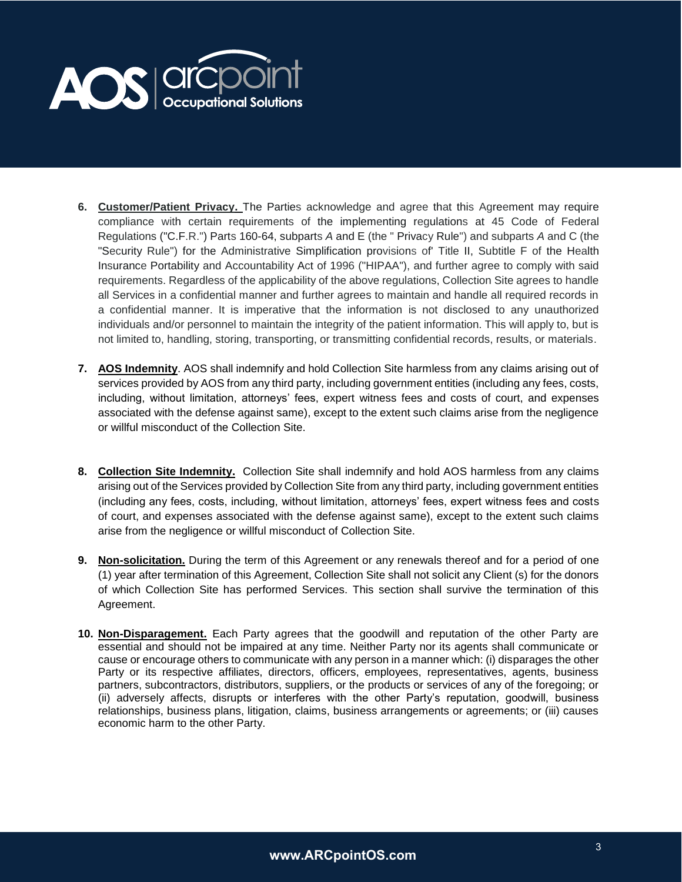6. **Customer/Patient Privacy.** The Parties acknowledge and agree that this Agreement may require compliance with certain requirements of the implementing regulations at 45 Code of Federal Regulations ("C.F.R.") Parts 160-64, subparts *A* and E (the " Privacy Rule") and subparts *A* and C (the "Security Rule") for the Administrative Simplification provisions of' Title II, Subtitle F of the Health Insurance Portability and Accountability Act of 1996 ("HIPAA"), and further agree to comply with said requirements. Regardless of the applicability of the above regulations, Collection Site agrees to handle all Services in a confidential manner and further agrees to maintain and handle all required records in a confidential manner. It is imperative that the information is not disclosed to any unauthorized individuals and/or personnel to maintain the integrity of the patient information. This will apply to, but is not limited to, handling, storing, transporting, or transmitting confidential records, results, or materials.

7. **AOS Indemnity**. AOS shall indemnify and hold Collection Site harmless from any claims arising out of services provided by AOS from any third party, including government entities (including any fees, costs, including, without limitation, attorneys' fees, expert witness fees and costs of court, and expenses associated with the defense against same), except to the extent such claims arise from the negligence or willful misconduct of the Collection Site.

8. **Collection Site Indemnity.** Collection Site shall indemnify and hold AOS harmless from any claims arising out of the Services provided by Collection Site from any third party, including government entities (including any fees, costs, including, without limitation, attorneys' fees, expert witness fees and costs of court, and expenses associated with the defense against same), except to the extent such claims arise from the negligence or willful misconduct of Collection Site.

9. **Non-solicitation.** During the term of this Agreement or any renewals thereof and for a period of one (1) year after termination of this Agreement, Collection Site shall not solicit any Client (s) for the donors of which Collection Site has performed Services. This section shall survive the termination of this Agreement.

10. **Non-Disparagement.** Each Party agrees that the goodwill and reputation of the other Party are essential and should not be impaired at any time. Neither Party nor its agents shall communicate or cause or encourage others to communicate with any person in a manner which: (i) disparages the other Party or its respective affiliates, directors, officers, employees, representatives, agents, business partners, subcontractors, distributors, suppliers, or the products or services of any of the foregoing; or (ii) adversely affects, disrupts or interferes with the other Party's reputation, goodwill, business relationships, business plans, litigation, claims, business arrangements or agreements; or (iii) causes economic harm to the other Party.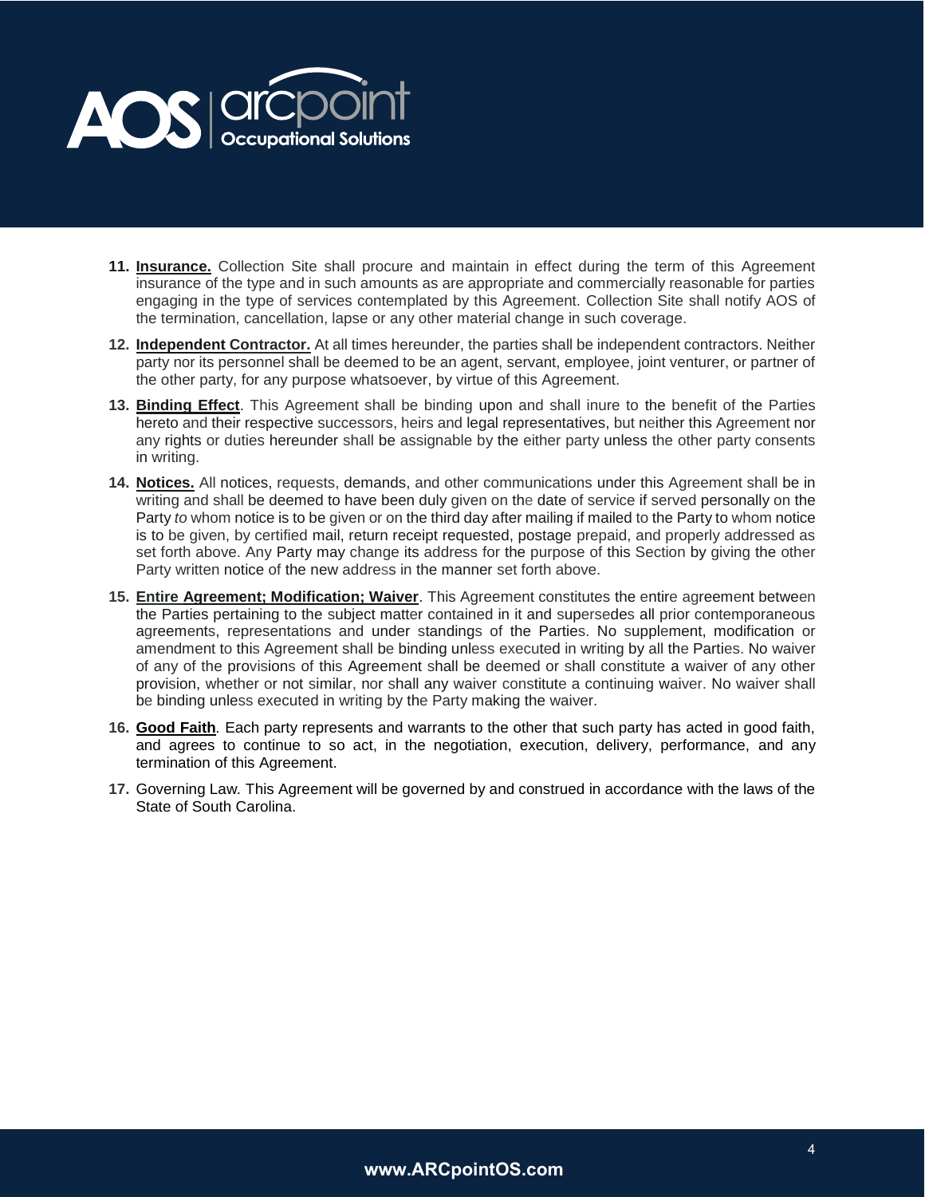11. **Insurance.** Collection Site shall procure and maintain in effect during the term of this Agreement insurance of the type and in such amounts as are appropriate and commercially reasonable for parties engaging in the type of services contemplated by this Agreement. Collection Site shall notify AOS of the termination, cancellation, lapse or any other material change in such coverage.

12. **Independent Contractor.** At all times hereunder, the parties shall be independent contractors. Neither party nor its personnel shall be deemed to be an agent, servant, employee, joint venturer, or partner of the other party, for any purpose whatsoever, by virtue of this Agreement.

13. **Binding Effect**. This Agreement shall be binding upon and shall inure to the benefit of the Parties hereto and their respective successors, heirs and legal representatives, but neither this Agreement nor any rights or duties hereunder shall be assignable by the either party unless the other party consents in writing.

14. **Notices.** All notices, requests, demands, and other communications under this Agreement shall be in writing and shall be deemed to have been duly given on the date of service if served personally on the Party *to* whom notice is to be given or on the third day after mailing if mailed to the Party to whom notice is to be given, by certified mail, return receipt requested, postage prepaid, and properly addressed as set forth above. Any Party may change its address for the purpose of this Section by giving the other Party written notice of the new address in the manner set forth above.

15. **Entire Agreement; Modification; Waiver**. This Agreement constitutes the entire agreement between the Parties pertaining to the subject matter contained in it and supersedes all prior contemporaneous agreements, representations and under standings of the Parties. No supplement, modification or amendment to this Agreement shall be binding unless executed in writing by all the Parties. No waiver of any of the provisions of this Agreement shall be deemed or shall constitute a waiver of any other provision, whether or not similar, nor shall any waiver constitute a continuing waiver. No waiver shall be binding unless executed in writing by the Party making the waiver.

16. **Good Faith**. Each party represents and warrants to the other that such party has acted in good faith, and agrees to continue to so act, in the negotiation, execution, delivery, performance, and any termination of this Agreement.

17. Governing Law. This Agreement will be governed by and construed in accordance with the laws of the State of South Carolina.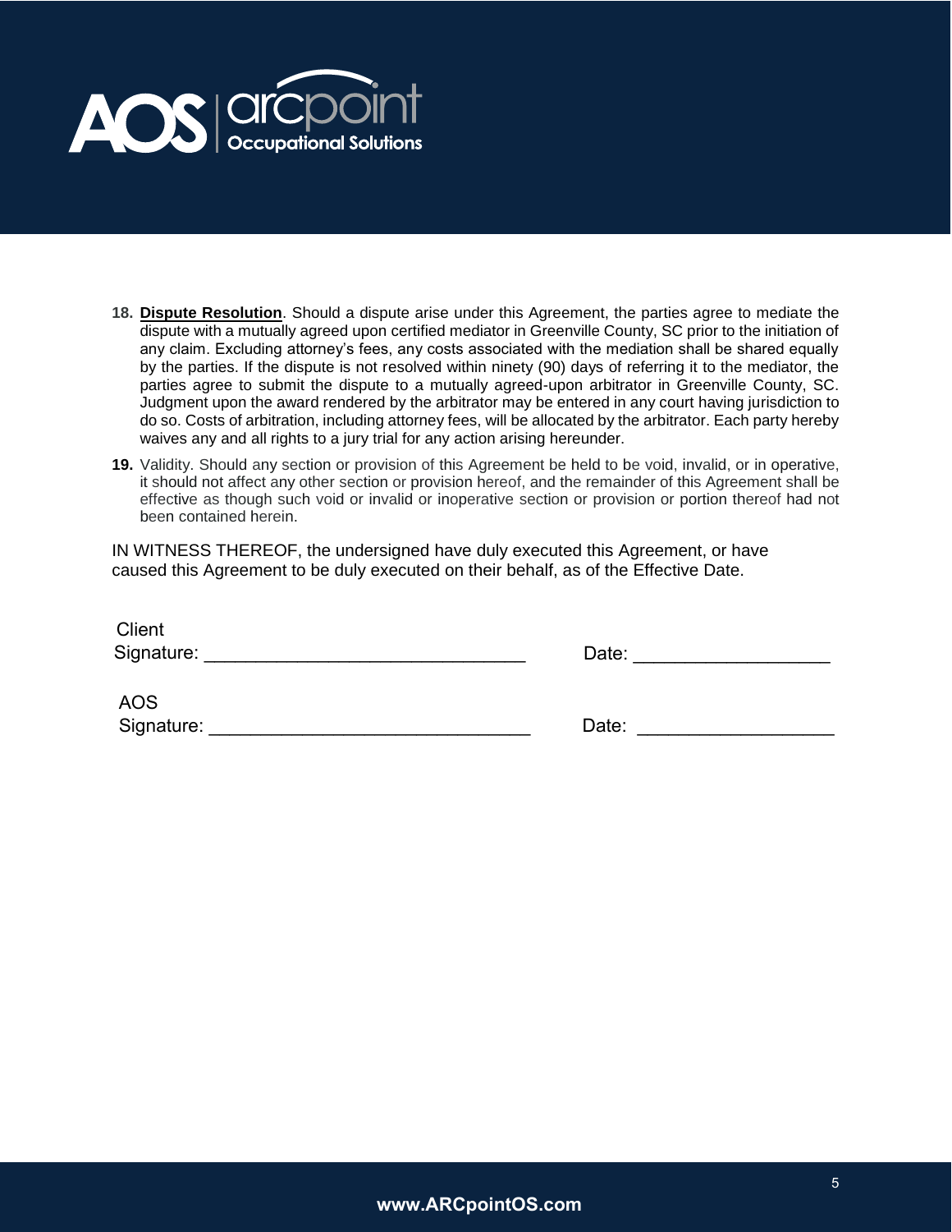18. **Dispute Resolution**. Should a dispute arise under this Agreement, the parties agree to mediate the dispute with a mutually agreed upon certified mediator in Greenville County, SC prior to the initiation of any claim. Excluding attorney's fees, any costs associated with the mediation shall be shared equally by the parties. If the dispute is not resolved within ninety (90) days of referring it to the mediator, the parties agree to submit the dispute to a mutually agreed-upon arbitrator in Greenville County, SC. Judgment upon the award rendered by the arbitrator may be entered in any court having jurisdiction to do so. Costs of arbitration, including attorney fees, will be allocated by the arbitrator. Each party hereby waives any and all rights to a jury trial for any action arising hereunder.

19. Validity. Should any section or provision of this Agreement be held to be void, invalid, or in operative, it should not affect any other section or provision hereof, and the remainder of this Agreement shall be effective as though such void or invalid or inoperative section or provision or portion thereof had not been contained herein.

IN WITNESS THEREOF, the undersigned have duly executed this Agreement, or have caused this Agreement to be duly executed on their behalf, as of the Effective Date.

Client
Signature: ______________________________ Date: __________________

AOS
Signature: ______________________________ Date: __________________